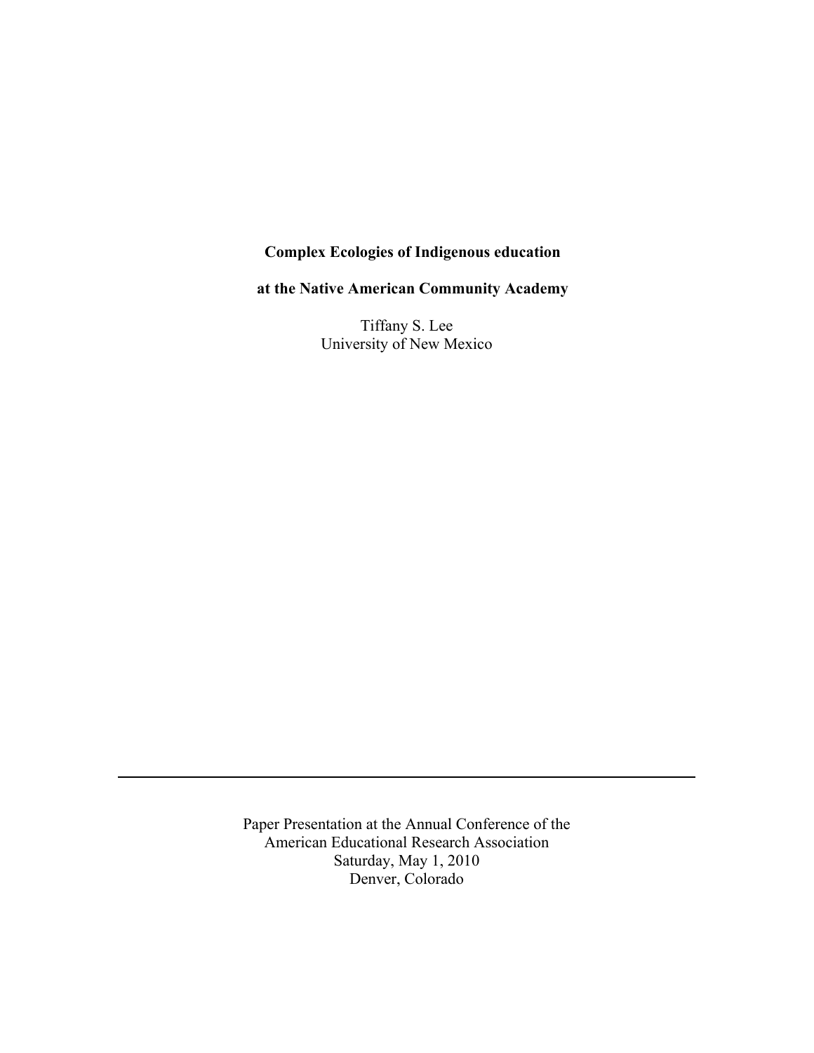# Complex Ecologies of Indigenous education

# at the Native American Community Academy

Tiffany S. Lee
University of New Mexico

---

Paper Presentation at the Annual Conference of the
American Educational Research Association
Saturday, May 1, 2010
Denver, Colorado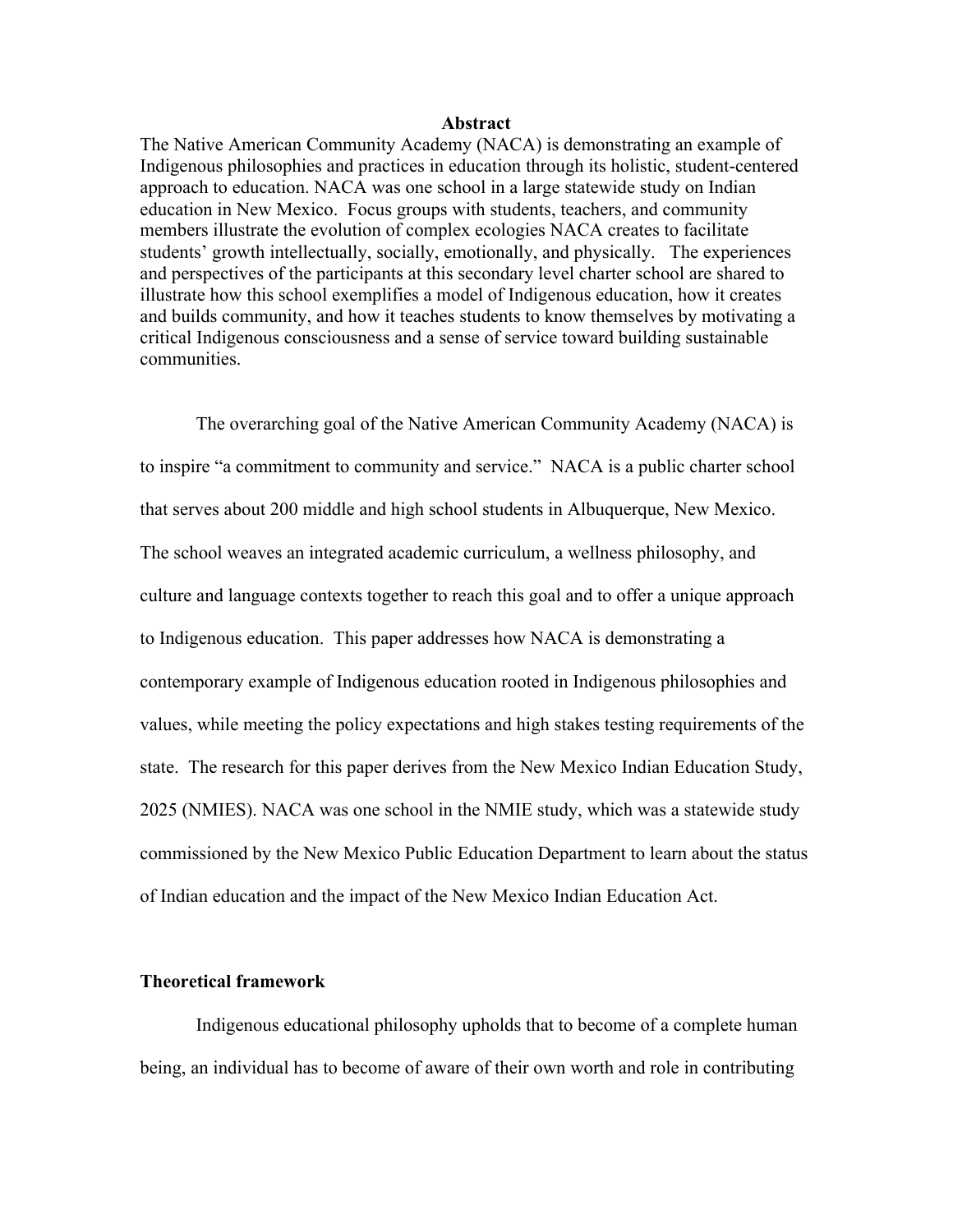**Abstract**

The Native American Community Academy (NACA) is demonstrating an example of Indigenous philosophies and practices in education through its holistic, student-centered approach to education. NACA was one school in a large statewide study on Indian education in New Mexico. Focus groups with students, teachers, and community members illustrate the evolution of complex ecologies NACA creates to facilitate students' growth intellectually, socially, emotionally, and physically. The experiences and perspectives of the participants at this secondary level charter school are shared to illustrate how this school exemplifies a model of Indigenous education, how it creates and builds community, and how it teaches students to know themselves by motivating a critical Indigenous consciousness and a sense of service toward building sustainable communities.

The overarching goal of the Native American Community Academy (NACA) is to inspire "a commitment to community and service." NACA is a public charter school that serves about 200 middle and high school students in Albuquerque, New Mexico. The school weaves an integrated academic curriculum, a wellness philosophy, and culture and language contexts together to reach this goal and to offer a unique approach to Indigenous education. This paper addresses how NACA is demonstrating a contemporary example of Indigenous education rooted in Indigenous philosophies and values, while meeting the policy expectations and high stakes testing requirements of the state. The research for this paper derives from the New Mexico Indian Education Study, 2025 (NMIES). NACA was one school in the NMIE study, which was a statewide study commissioned by the New Mexico Public Education Department to learn about the status of Indian education and the impact of the New Mexico Indian Education Act.

**Theoretical framework**

Indigenous educational philosophy upholds that to become of a complete human being, an individual has to become of aware of their own worth and role in contributing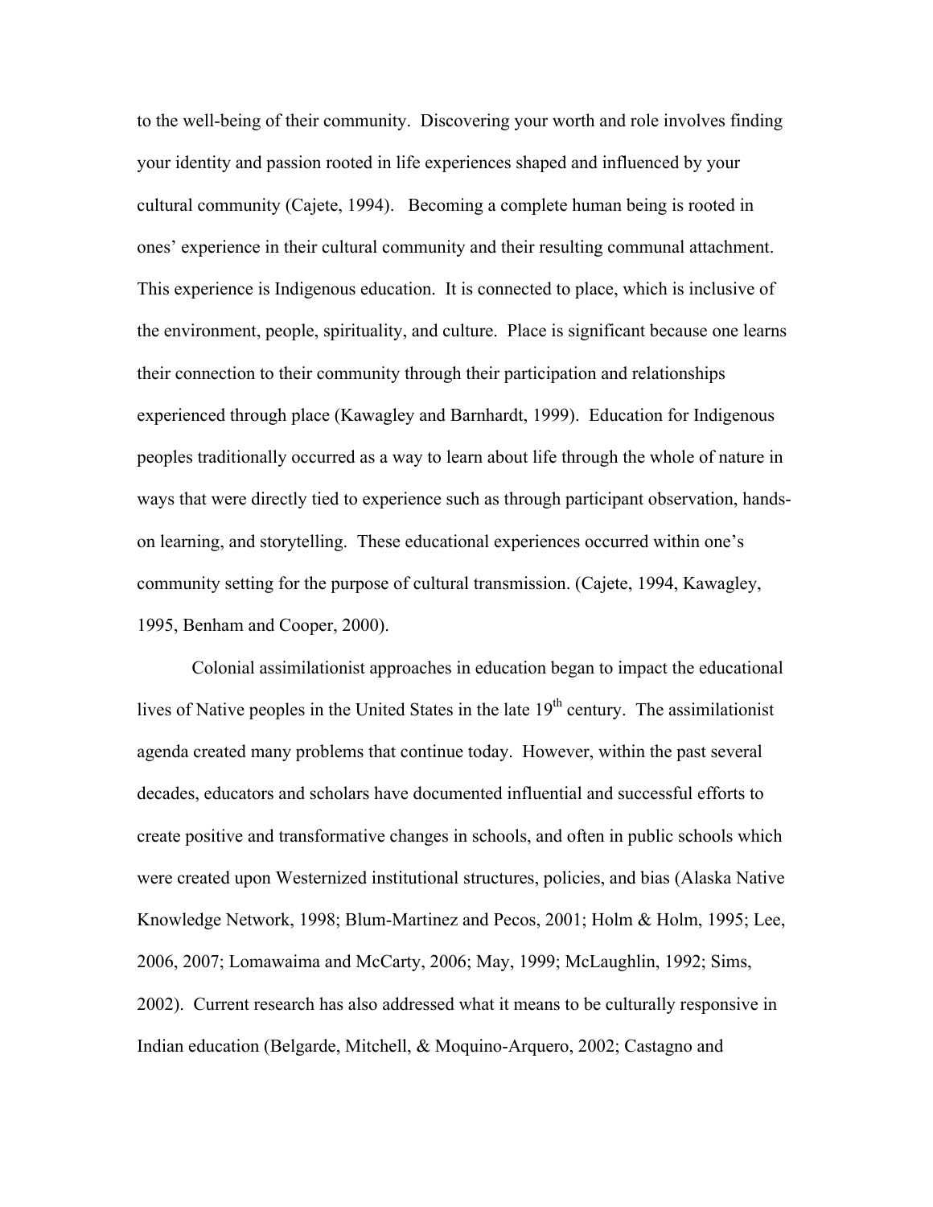to the well-being of their community. Discovering your worth and role involves finding your identity and passion rooted in life experiences shaped and influenced by your cultural community (Cajete, 1994). Becoming a complete human being is rooted in ones' experience in their cultural community and their resulting communal attachment. This experience is Indigenous education. It is connected to place, which is inclusive of the environment, people, spirituality, and culture. Place is significant because one learns their connection to their community through their participation and relationships experienced through place (Kawagley and Barnhardt, 1999). Education for Indigenous peoples traditionally occurred as a way to learn about life through the whole of nature in ways that were directly tied to experience such as through participant observation, hands-on learning, and storytelling. These educational experiences occurred within one's community setting for the purpose of cultural transmission. (Cajete, 1994, Kawagley, 1995, Benham and Cooper, 2000).

Colonial assimilationist approaches in education began to impact the educational lives of Native peoples in the United States in the late 19th century. The assimilationist agenda created many problems that continue today. However, within the past several decades, educators and scholars have documented influential and successful efforts to create positive and transformative changes in schools, and often in public schools which were created upon Westernized institutional structures, policies, and bias (Alaska Native Knowledge Network, 1998; Blum-Martinez and Pecos, 2001; Holm & Holm, 1995; Lee, 2006, 2007; Lomawaima and McCarty, 2006; May, 1999; McLaughlin, 1992; Sims, 2002). Current research has also addressed what it means to be culturally responsive in Indian education (Belgarde, Mitchell, & Moquino-Arquero, 2002; Castagno and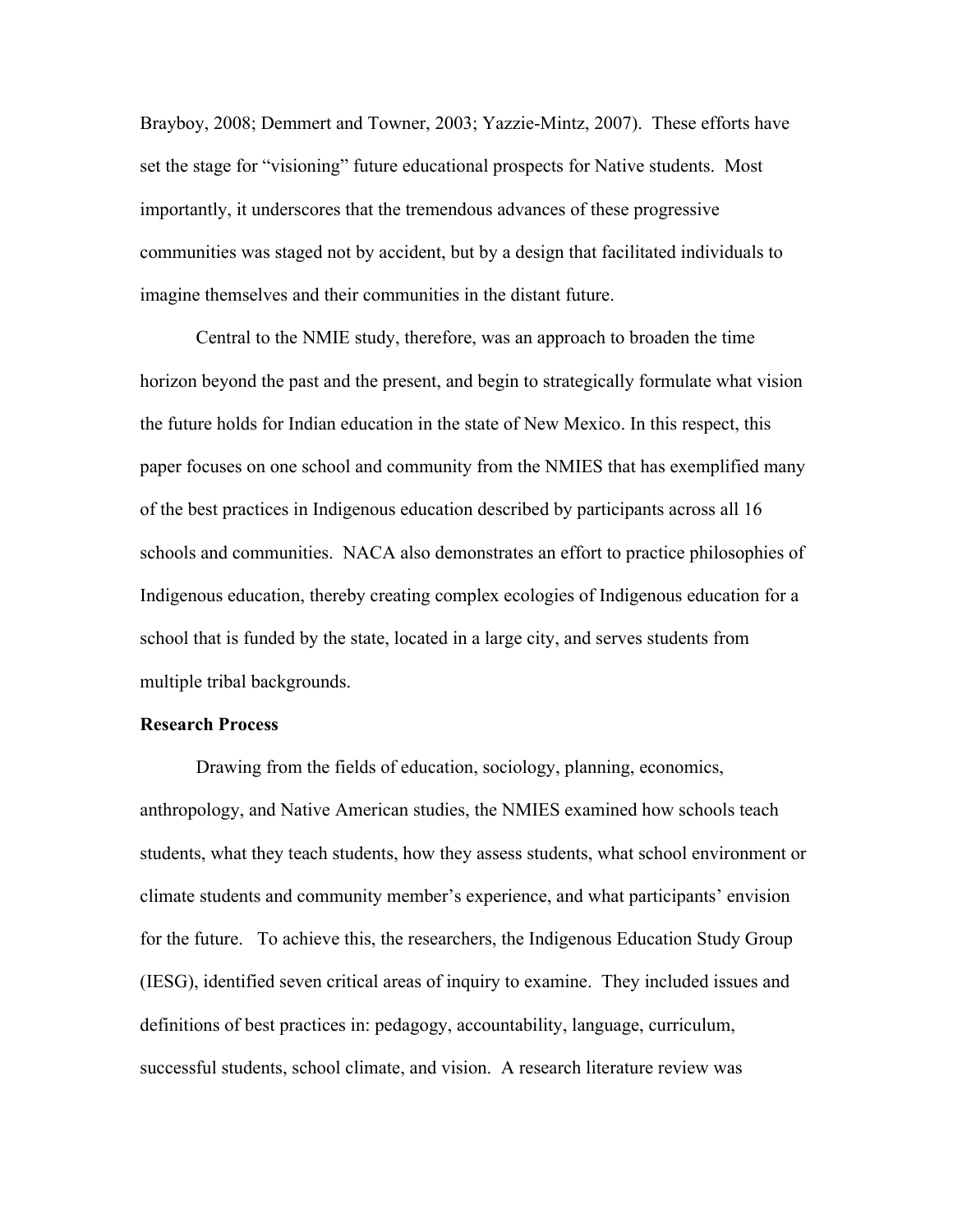Brayboy, 2008; Demmert and Towner, 2003; Yazzie-Mintz, 2007). These efforts have set the stage for "visioning" future educational prospects for Native students. Most importantly, it underscores that the tremendous advances of these progressive communities was staged not by accident, but by a design that facilitated individuals to imagine themselves and their communities in the distant future.

Central to the NMIE study, therefore, was an approach to broaden the time horizon beyond the past and the present, and begin to strategically formulate what vision the future holds for Indian education in the state of New Mexico. In this respect, this paper focuses on one school and community from the NMIES that has exemplified many of the best practices in Indigenous education described by participants across all 16 schools and communities. NACA also demonstrates an effort to practice philosophies of Indigenous education, thereby creating complex ecologies of Indigenous education for a school that is funded by the state, located in a large city, and serves students from multiple tribal backgrounds.

**Research Process**

Drawing from the fields of education, sociology, planning, economics, anthropology, and Native American studies, the NMIES examined how schools teach students, what they teach students, how they assess students, what school environment or climate students and community member's experience, and what participants' envision for the future. To achieve this, the researchers, the Indigenous Education Study Group (IESG), identified seven critical areas of inquiry to examine. They included issues and definitions of best practices in: pedagogy, accountability, language, curriculum, successful students, school climate, and vision. A research literature review was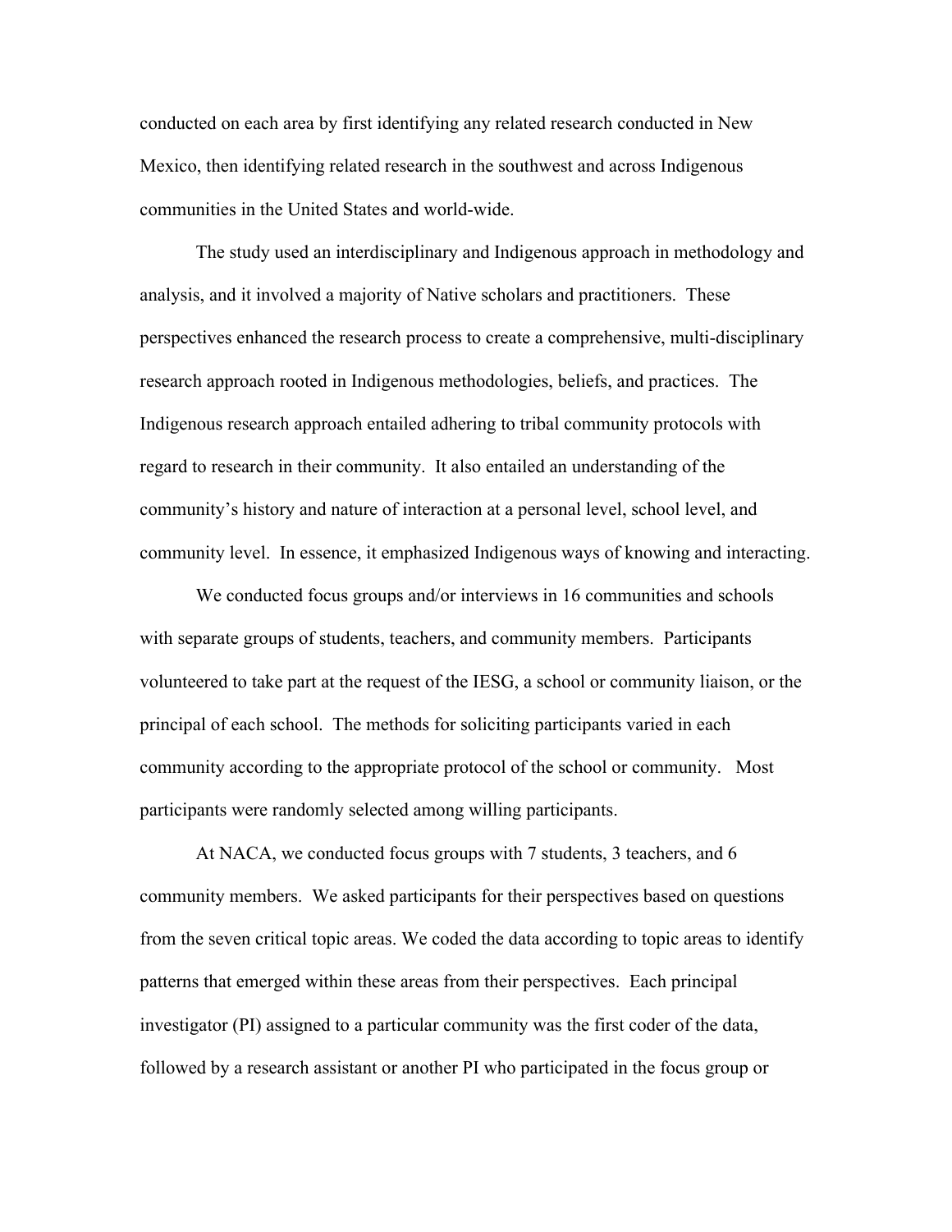conducted on each area by first identifying any related research conducted in New Mexico, then identifying related research in the southwest and across Indigenous communities in the United States and world-wide.

The study used an interdisciplinary and Indigenous approach in methodology and analysis, and it involved a majority of Native scholars and practitioners. These perspectives enhanced the research process to create a comprehensive, multi-disciplinary research approach rooted in Indigenous methodologies, beliefs, and practices. The Indigenous research approach entailed adhering to tribal community protocols with regard to research in their community. It also entailed an understanding of the community's history and nature of interaction at a personal level, school level, and community level. In essence, it emphasized Indigenous ways of knowing and interacting.

We conducted focus groups and/or interviews in 16 communities and schools with separate groups of students, teachers, and community members. Participants volunteered to take part at the request of the IESG, a school or community liaison, or the principal of each school. The methods for soliciting participants varied in each community according to the appropriate protocol of the school or community. Most participants were randomly selected among willing participants.

At NACA, we conducted focus groups with 7 students, 3 teachers, and 6 community members. We asked participants for their perspectives based on questions from the seven critical topic areas. We coded the data according to topic areas to identify patterns that emerged within these areas from their perspectives. Each principal investigator (PI) assigned to a particular community was the first coder of the data, followed by a research assistant or another PI who participated in the focus group or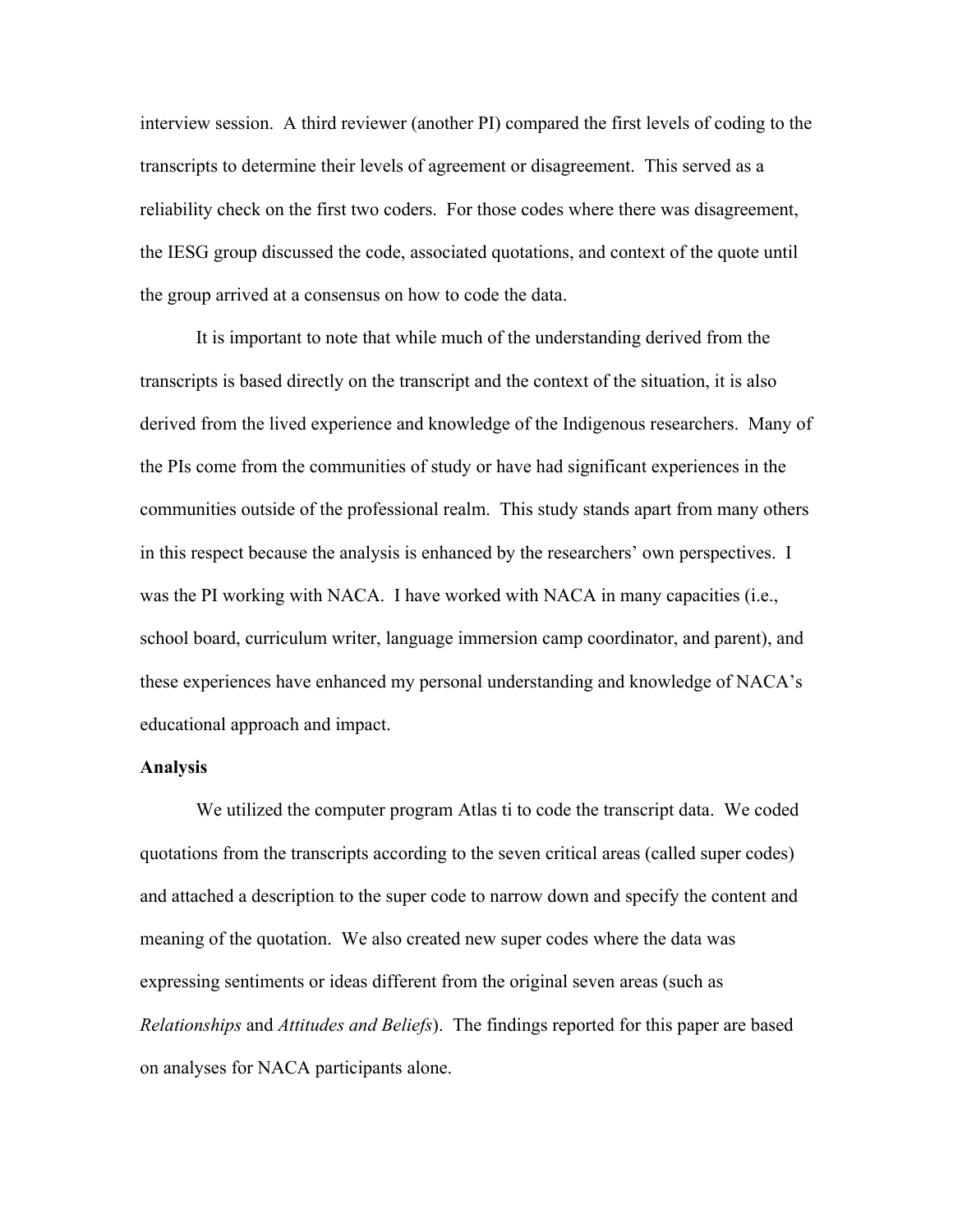interview session. A third reviewer (another PI) compared the first levels of coding to the transcripts to determine their levels of agreement or disagreement. This served as a reliability check on the first two coders. For those codes where there was disagreement, the IESG group discussed the code, associated quotations, and context of the quote until the group arrived at a consensus on how to code the data.

It is important to note that while much of the understanding derived from the transcripts is based directly on the transcript and the context of the situation, it is also derived from the lived experience and knowledge of the Indigenous researchers. Many of the PIs come from the communities of study or have had significant experiences in the communities outside of the professional realm. This study stands apart from many others in this respect because the analysis is enhanced by the researchers' own perspectives. I was the PI working with NACA. I have worked with NACA in many capacities (i.e., school board, curriculum writer, language immersion camp coordinator, and parent), and these experiences have enhanced my personal understanding and knowledge of NACA's educational approach and impact.

**Analysis**

We utilized the computer program Atlas ti to code the transcript data. We coded quotations from the transcripts according to the seven critical areas (called super codes) and attached a description to the super code to narrow down and specify the content and meaning of the quotation. We also created new super codes where the data was expressing sentiments or ideas different from the original seven areas (such as *Relationships* and *Attitudes and Beliefs*). The findings reported for this paper are based on analyses for NACA participants alone.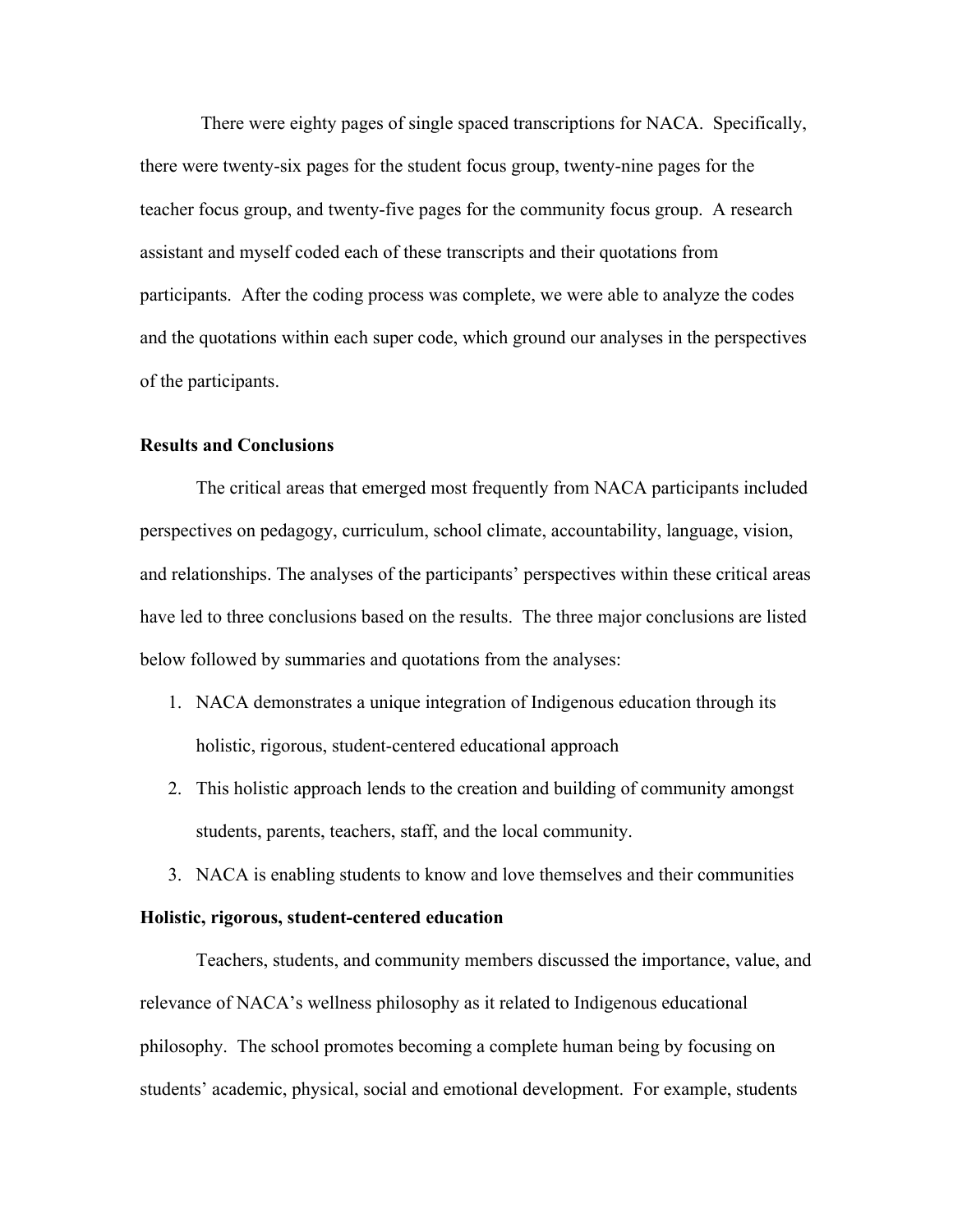There were eighty pages of single spaced transcriptions for NACA. Specifically, there were twenty-six pages for the student focus group, twenty-nine pages for the teacher focus group, and twenty-five pages for the community focus group. A research assistant and myself coded each of these transcripts and their quotations from participants. After the coding process was complete, we were able to analyze the codes and the quotations within each super code, which ground our analyses in the perspectives of the participants.

**Results and Conclusions**

The critical areas that emerged most frequently from NACA participants included perspectives on pedagogy, curriculum, school climate, accountability, language, vision, and relationships. The analyses of the participants' perspectives within these critical areas have led to three conclusions based on the results. The three major conclusions are listed below followed by summaries and quotations from the analyses:

1. NACA demonstrates a unique integration of Indigenous education through its holistic, rigorous, student-centered educational approach
2. This holistic approach lends to the creation and building of community amongst students, parents, teachers, staff, and the local community.
3. NACA is enabling students to know and love themselves and their communities

**Holistic, rigorous, student-centered education**

Teachers, students, and community members discussed the importance, value, and relevance of NACA's wellness philosophy as it related to Indigenous educational philosophy. The school promotes becoming a complete human being by focusing on students' academic, physical, social and emotional development. For example, students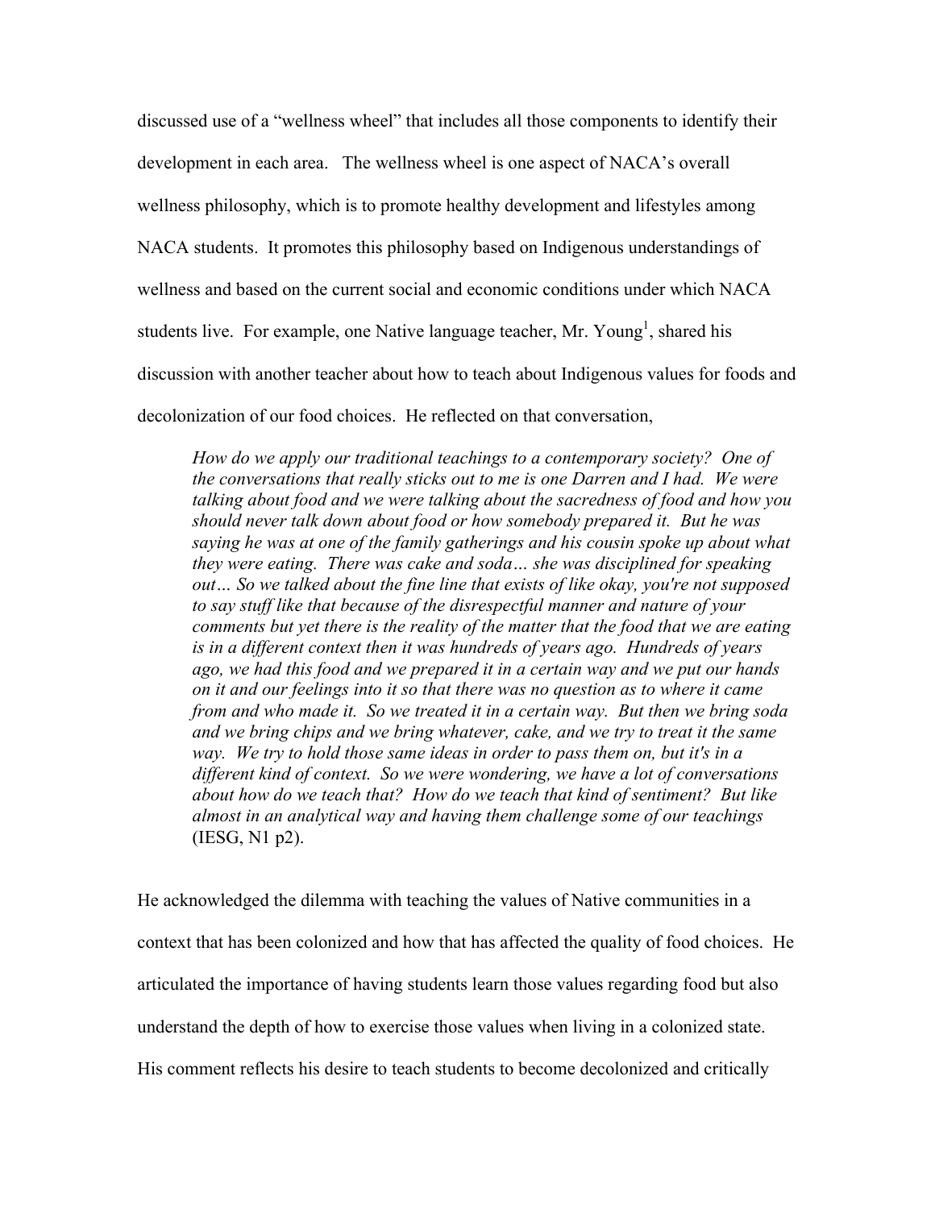discussed use of a "wellness wheel" that includes all those components to identify their development in each area. The wellness wheel is one aspect of NACA's overall wellness philosophy, which is to promote healthy development and lifestyles among NACA students. It promotes this philosophy based on Indigenous understandings of wellness and based on the current social and economic conditions under which NACA students live. For example, one Native language teacher, Mr. Young[1], shared his discussion with another teacher about how to teach about Indigenous values for foods and decolonization of our food choices. He reflected on that conversation,

> *How do we apply our traditional teachings to a contemporary society? One of the conversations that really sticks out to me is one Darren and I had. We were talking about food and we were talking about the sacredness of food and how you should never talk down about food or how somebody prepared it. But he was saying he was at one of the family gatherings and his cousin spoke up about what they were eating. There was cake and soda… she was disciplined for speaking out… So we talked about the fine line that exists of like okay, you're not supposed to say stuff like that because of the disrespectful manner and nature of your comments but yet there is the reality of the matter that the food that we are eating is in a different context then it was hundreds of years ago. Hundreds of years ago, we had this food and we prepared it in a certain way and we put our hands on it and our feelings into it so that there was no question as to where it came from and who made it. So we treated it in a certain way. But then we bring soda and we bring chips and we bring whatever, cake, and we try to treat it the same way. We try to hold those same ideas in order to pass them on, but it's in a different kind of context. So we were wondering, we have a lot of conversations about how do we teach that? How do we teach that kind of sentiment? But like almost in an analytical way and having them challenge some of our teachings* (IESG, N1 p2).

He acknowledged the dilemma with teaching the values of Native communities in a context that has been colonized and how that has affected the quality of food choices. He articulated the importance of having students learn those values regarding food but also understand the depth of how to exercise those values when living in a colonized state. His comment reflects his desire to teach students to become decolonized and critically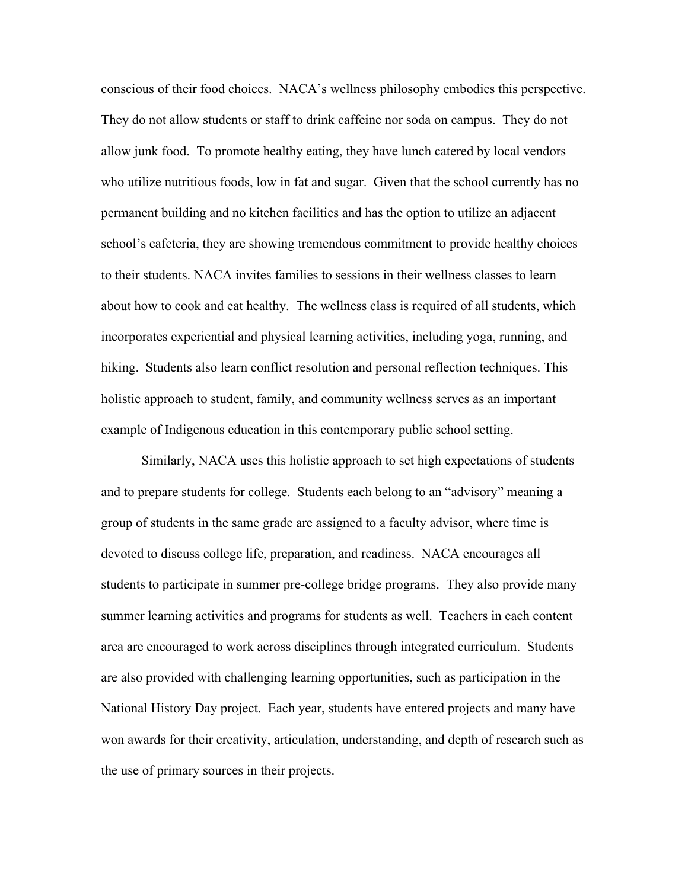conscious of their food choices. NACA's wellness philosophy embodies this perspective. They do not allow students or staff to drink caffeine nor soda on campus. They do not allow junk food. To promote healthy eating, they have lunch catered by local vendors who utilize nutritious foods, low in fat and sugar. Given that the school currently has no permanent building and no kitchen facilities and has the option to utilize an adjacent school's cafeteria, they are showing tremendous commitment to provide healthy choices to their students. NACA invites families to sessions in their wellness classes to learn about how to cook and eat healthy. The wellness class is required of all students, which incorporates experiential and physical learning activities, including yoga, running, and hiking. Students also learn conflict resolution and personal reflection techniques. This holistic approach to student, family, and community wellness serves as an important example of Indigenous education in this contemporary public school setting.

Similarly, NACA uses this holistic approach to set high expectations of students and to prepare students for college. Students each belong to an "advisory" meaning a group of students in the same grade are assigned to a faculty advisor, where time is devoted to discuss college life, preparation, and readiness. NACA encourages all students to participate in summer pre-college bridge programs. They also provide many summer learning activities and programs for students as well. Teachers in each content area are encouraged to work across disciplines through integrated curriculum. Students are also provided with challenging learning opportunities, such as participation in the National History Day project. Each year, students have entered projects and many have won awards for their creativity, articulation, understanding, and depth of research such as the use of primary sources in their projects.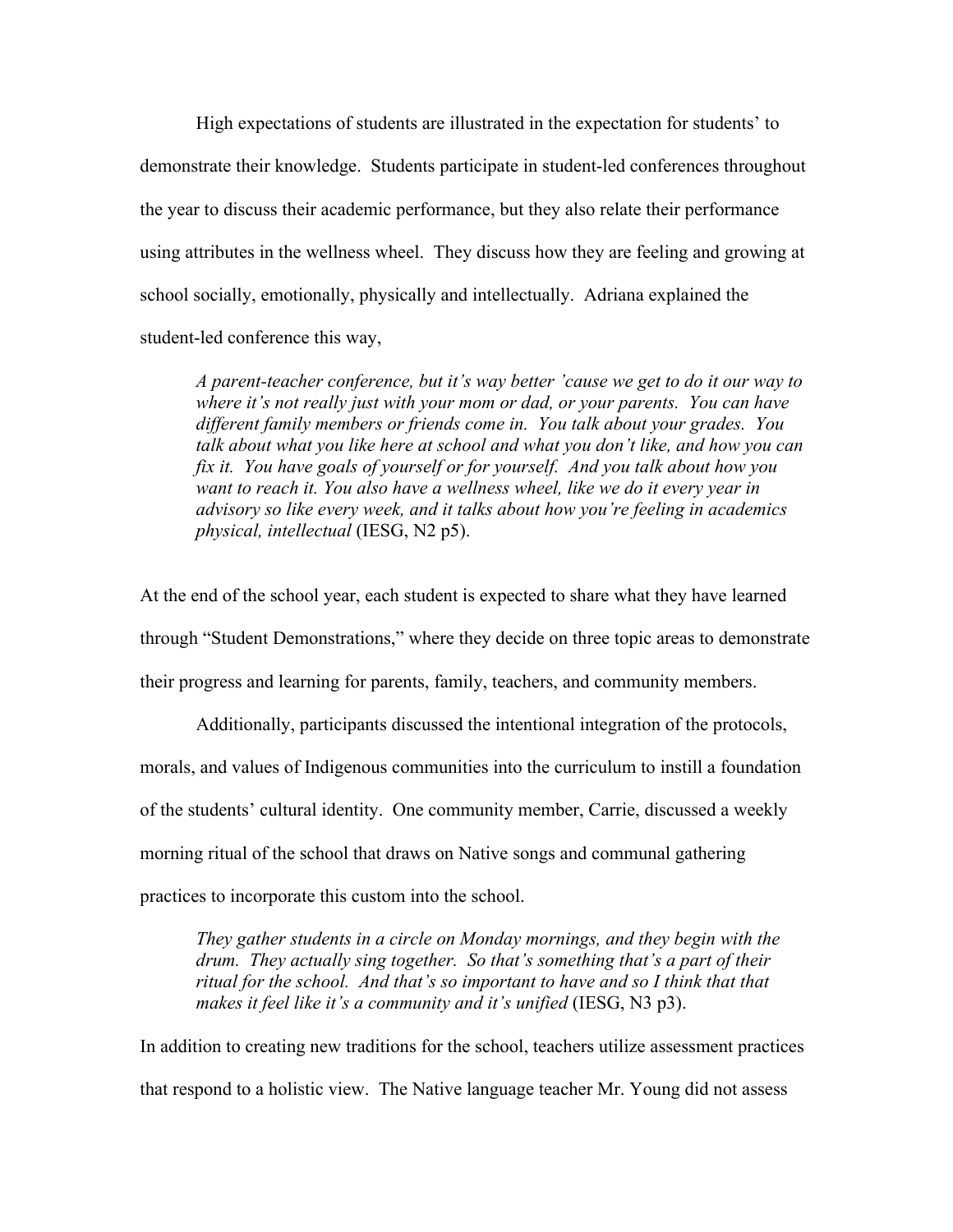High expectations of students are illustrated in the expectation for students' to demonstrate their knowledge. Students participate in student-led conferences throughout the year to discuss their academic performance, but they also relate their performance using attributes in the wellness wheel. They discuss how they are feeling and growing at school socially, emotionally, physically and intellectually. Adriana explained the student-led conference this way,

> *A parent-teacher conference, but it's way better 'cause we get to do it our way to where it's not really just with your mom or dad, or your parents. You can have different family members or friends come in. You talk about your grades. You talk about what you like here at school and what you don't like, and how you can fix it. You have goals of yourself or for yourself. And you talk about how you want to reach it. You also have a wellness wheel, like we do it every year in advisory so like every week, and it talks about how you're feeling in academics physical, intellectual* (IESG, N2 p5).

At the end of the school year, each student is expected to share what they have learned through "Student Demonstrations," where they decide on three topic areas to demonstrate their progress and learning for parents, family, teachers, and community members.

Additionally, participants discussed the intentional integration of the protocols, morals, and values of Indigenous communities into the curriculum to instill a foundation of the students' cultural identity. One community member, Carrie, discussed a weekly morning ritual of the school that draws on Native songs and communal gathering practices to incorporate this custom into the school.

> *They gather students in a circle on Monday mornings, and they begin with the drum. They actually sing together. So that's something that's a part of their ritual for the school. And that's so important to have and so I think that that makes it feel like it's a community and it's unified* (IESG, N3 p3).

In addition to creating new traditions for the school, teachers utilize assessment practices that respond to a holistic view. The Native language teacher Mr. Young did not assess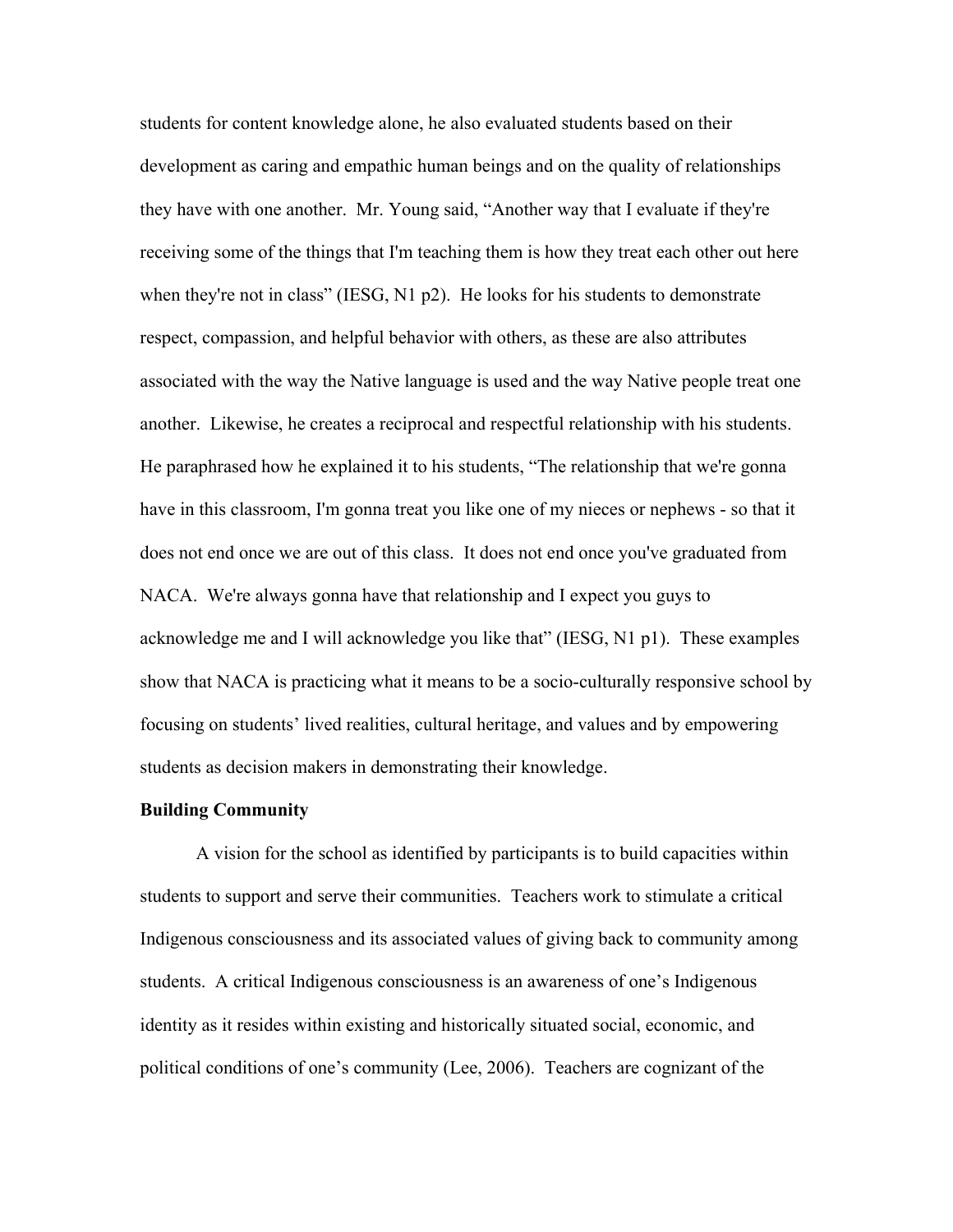students for content knowledge alone, he also evaluated students based on their development as caring and empathic human beings and on the quality of relationships they have with one another. Mr. Young said, "Another way that I evaluate if they're receiving some of the things that I'm teaching them is how they treat each other out here when they're not in class" (IESG, N1 p2). He looks for his students to demonstrate respect, compassion, and helpful behavior with others, as these are also attributes associated with the way the Native language is used and the way Native people treat one another. Likewise, he creates a reciprocal and respectful relationship with his students. He paraphrased how he explained it to his students, "The relationship that we're gonna have in this classroom, I'm gonna treat you like one of my nieces or nephews - so that it does not end once we are out of this class. It does not end once you've graduated from NACA. We're always gonna have that relationship and I expect you guys to acknowledge me and I will acknowledge you like that" (IESG, N1 p1). These examples show that NACA is practicing what it means to be a socio-culturally responsive school by focusing on students' lived realities, cultural heritage, and values and by empowering students as decision makers in demonstrating their knowledge.

**Building Community**

A vision for the school as identified by participants is to build capacities within students to support and serve their communities. Teachers work to stimulate a critical Indigenous consciousness and its associated values of giving back to community among students. A critical Indigenous consciousness is an awareness of one's Indigenous identity as it resides within existing and historically situated social, economic, and political conditions of one's community (Lee, 2006). Teachers are cognizant of the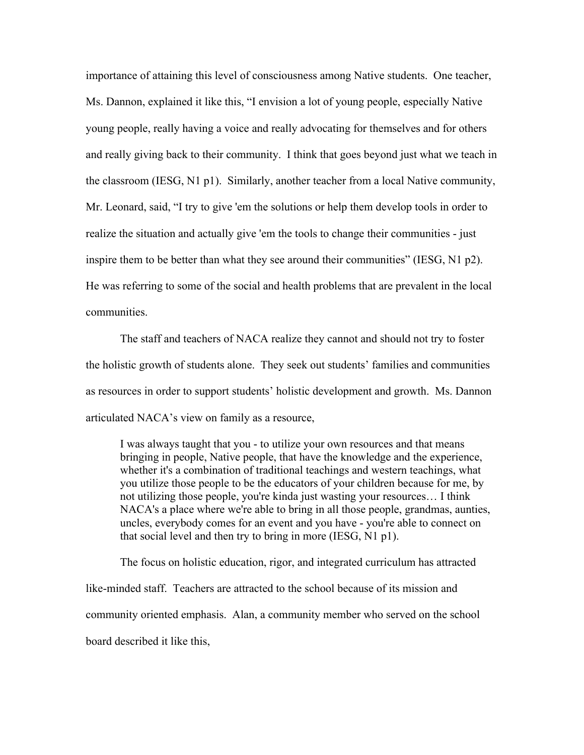importance of attaining this level of consciousness among Native students. One teacher, Ms. Dannon, explained it like this, "I envision a lot of young people, especially Native young people, really having a voice and really advocating for themselves and for others and really giving back to their community. I think that goes beyond just what we teach in the classroom (IESG, N1 p1). Similarly, another teacher from a local Native community, Mr. Leonard, said, "I try to give 'em the solutions or help them develop tools in order to realize the situation and actually give 'em the tools to change their communities - just inspire them to be better than what they see around their communities" (IESG, N1 p2). He was referring to some of the social and health problems that are prevalent in the local communities.

The staff and teachers of NACA realize they cannot and should not try to foster the holistic growth of students alone. They seek out students' families and communities as resources in order to support students' holistic development and growth. Ms. Dannon articulated NACA's view on family as a resource,

> I was always taught that you - to utilize your own resources and that means bringing in people, Native people, that have the knowledge and the experience, whether it's a combination of traditional teachings and western teachings, what you utilize those people to be the educators of your children because for me, by not utilizing those people, you're kinda just wasting your resources… I think NACA's a place where we're able to bring in all those people, grandmas, aunties, uncles, everybody comes for an event and you have - you're able to connect on that social level and then try to bring in more (IESG, N1 p1).

The focus on holistic education, rigor, and integrated curriculum has attracted like-minded staff. Teachers are attracted to the school because of its mission and community oriented emphasis. Alan, a community member who served on the school board described it like this,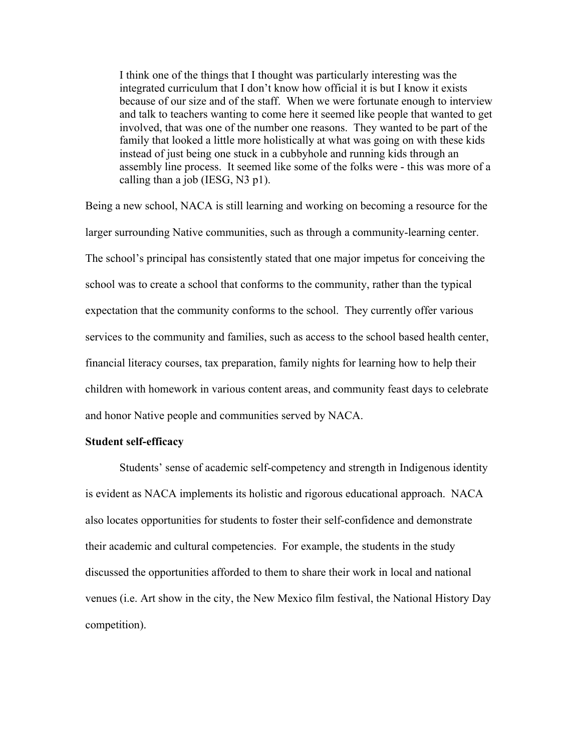> I think one of the things that I thought was particularly interesting was the integrated curriculum that I don't know how official it is but I know it exists because of our size and of the staff. When we were fortunate enough to interview and talk to teachers wanting to come here it seemed like people that wanted to get involved, that was one of the number one reasons. They wanted to be part of the family that looked a little more holistically at what was going on with these kids instead of just being one stuck in a cubbyhole and running kids through an assembly line process. It seemed like some of the folks were - this was more of a calling than a job (IESG, N3 p1).

Being a new school, NACA is still learning and working on becoming a resource for the larger surrounding Native communities, such as through a community-learning center. The school's principal has consistently stated that one major impetus for conceiving the school was to create a school that conforms to the community, rather than the typical expectation that the community conforms to the school. They currently offer various services to the community and families, such as access to the school based health center, financial literacy courses, tax preparation, family nights for learning how to help their children with homework in various content areas, and community feast days to celebrate and honor Native people and communities served by NACA.

**Student self-efficacy**

Students' sense of academic self-competency and strength in Indigenous identity is evident as NACA implements its holistic and rigorous educational approach. NACA also locates opportunities for students to foster their self-confidence and demonstrate their academic and cultural competencies. For example, the students in the study discussed the opportunities afforded to them to share their work in local and national venues (i.e. Art show in the city, the New Mexico film festival, the National History Day competition).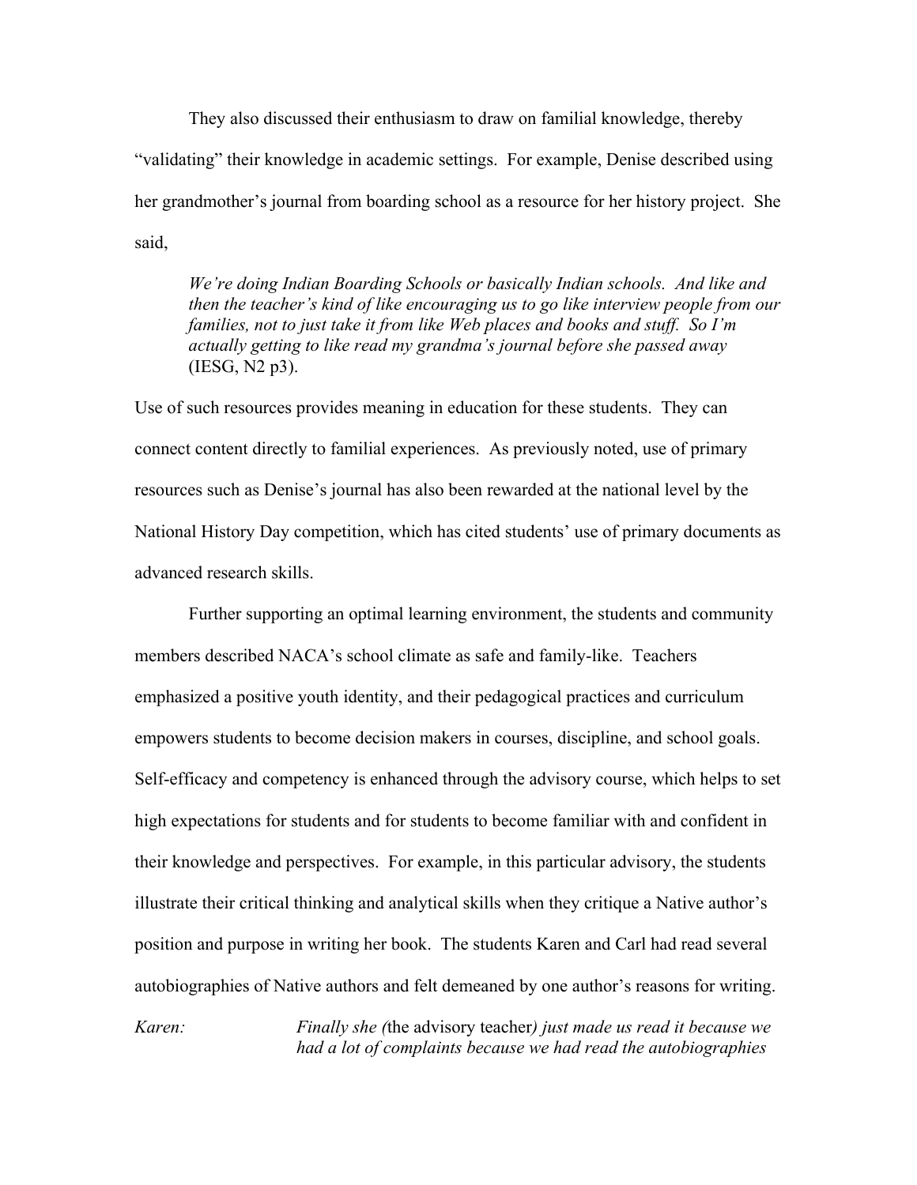They also discussed their enthusiasm to draw on familial knowledge, thereby "validating" their knowledge in academic settings. For example, Denise described using her grandmother's journal from boarding school as a resource for her history project. She said,

> *We're doing Indian Boarding Schools or basically Indian schools. And like and then the teacher's kind of like encouraging us to go like interview people from our families, not to just take it from like Web places and books and stuff. So I'm actually getting to like read my grandma's journal before she passed away* (IESG, N2 p3).

Use of such resources provides meaning in education for these students. They can connect content directly to familial experiences. As previously noted, use of primary resources such as Denise's journal has also been rewarded at the national level by the National History Day competition, which has cited students' use of primary documents as advanced research skills.

Further supporting an optimal learning environment, the students and community members described NACA's school climate as safe and family-like. Teachers emphasized a positive youth identity, and their pedagogical practices and curriculum empowers students to become decision makers in courses, discipline, and school goals. Self-efficacy and competency is enhanced through the advisory course, which helps to set high expectations for students and for students to become familiar with and confident in their knowledge and perspectives. For example, in this particular advisory, the students illustrate their critical thinking and analytical skills when they critique a Native author's position and purpose in writing her book. The students Karen and Carl had read several autobiographies of Native authors and felt demeaned by one author's reasons for writing.

*Karen:* *Finally she (*the advisory teacher*) just made us read it because we had a lot of complaints because we had read the autobiographies*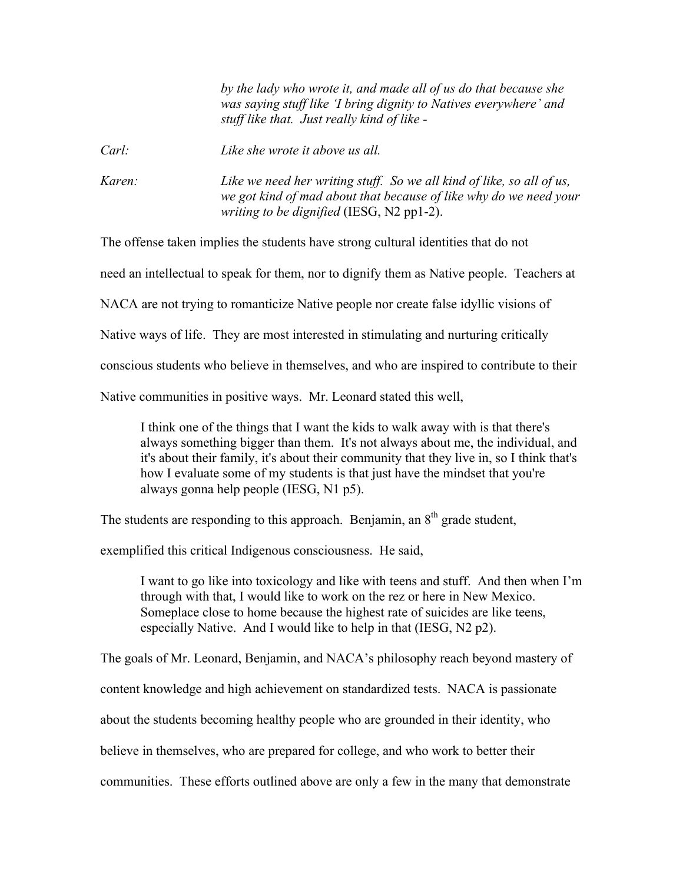*by the lady who wrote it, and made all of us do that because she was saying stuff like 'I bring dignity to Natives everywhere' and stuff like that. Just really kind of like -*

*Carl:* *Like she wrote it above us all.*

*Karen:* *Like we need her writing stuff. So we all kind of like, so all of us, we got kind of mad about that because of like why do we need your writing to be dignified* (IESG, N2 pp1-2).

The offense taken implies the students have strong cultural identities that do not need an intellectual to speak for them, nor to dignify them as Native people. Teachers at NACA are not trying to romanticize Native people nor create false idyllic visions of Native ways of life. They are most interested in stimulating and nurturing critically conscious students who believe in themselves, and who are inspired to contribute to their Native communities in positive ways. Mr. Leonard stated this well,

> I think one of the things that I want the kids to walk away with is that there's always something bigger than them. It's not always about me, the individual, and it's about their family, it's about their community that they live in, so I think that's how I evaluate some of my students is that just have the mindset that you're always gonna help people (IESG, N1 p5).

The students are responding to this approach. Benjamin, an 8th grade student, exemplified this critical Indigenous consciousness. He said,

> I want to go like into toxicology and like with teens and stuff. And then when I'm through with that, I would like to work on the rez or here in New Mexico. Someplace close to home because the highest rate of suicides are like teens, especially Native. And I would like to help in that (IESG, N2 p2).

The goals of Mr. Leonard, Benjamin, and NACA's philosophy reach beyond mastery of content knowledge and high achievement on standardized tests. NACA is passionate about the students becoming healthy people who are grounded in their identity, who believe in themselves, who are prepared for college, and who work to better their communities. These efforts outlined above are only a few in the many that demonstrate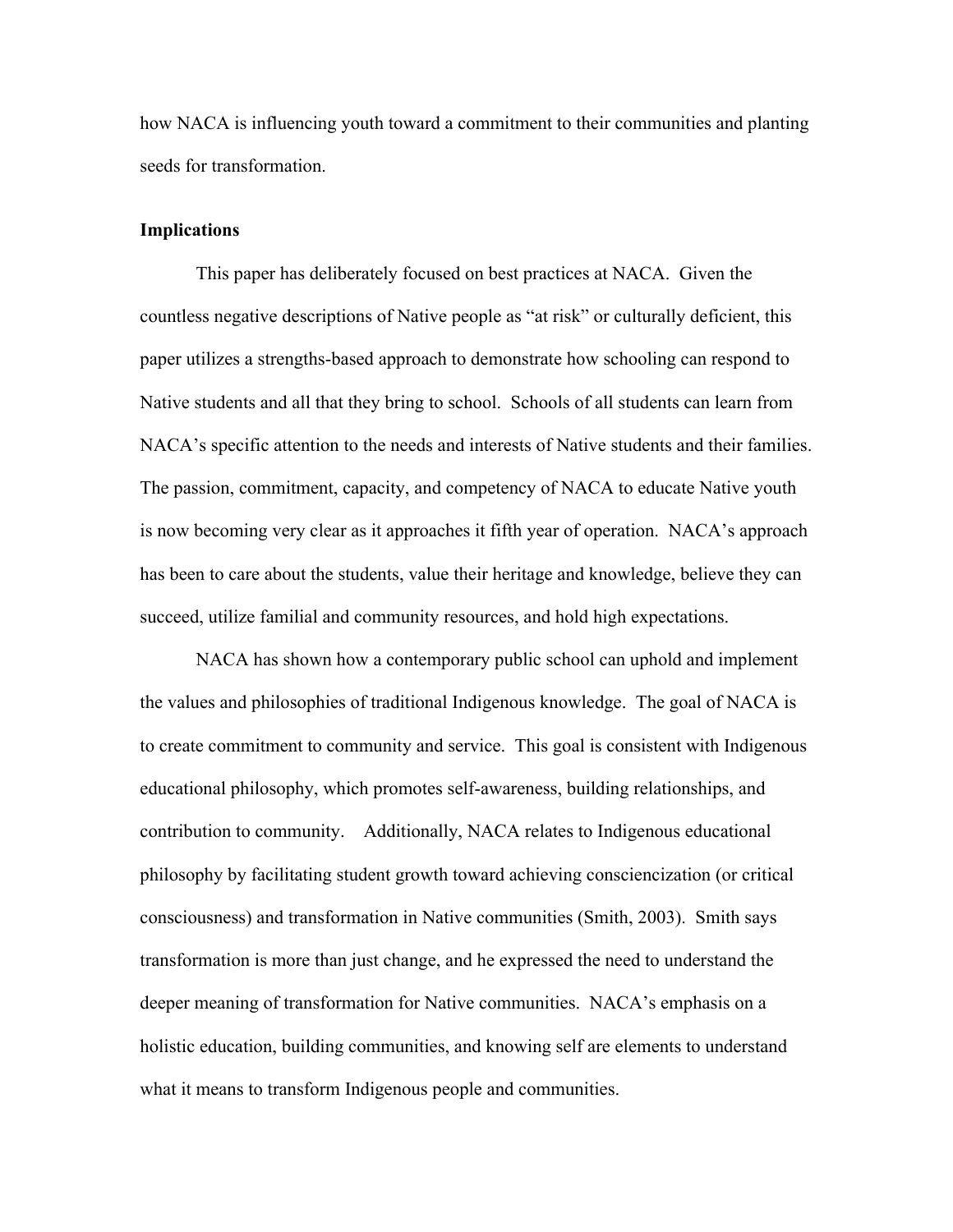how NACA is influencing youth toward a commitment to their communities and planting seeds for transformation.

**Implications**

This paper has deliberately focused on best practices at NACA. Given the countless negative descriptions of Native people as "at risk" or culturally deficient, this paper utilizes a strengths-based approach to demonstrate how schooling can respond to Native students and all that they bring to school. Schools of all students can learn from NACA's specific attention to the needs and interests of Native students and their families. The passion, commitment, capacity, and competency of NACA to educate Native youth is now becoming very clear as it approaches it fifth year of operation. NACA's approach has been to care about the students, value their heritage and knowledge, believe they can succeed, utilize familial and community resources, and hold high expectations.

NACA has shown how a contemporary public school can uphold and implement the values and philosophies of traditional Indigenous knowledge. The goal of NACA is to create commitment to community and service. This goal is consistent with Indigenous educational philosophy, which promotes self-awareness, building relationships, and contribution to community. Additionally, NACA relates to Indigenous educational philosophy by facilitating student growth toward achieving consciencization (or critical consciousness) and transformation in Native communities (Smith, 2003). Smith says transformation is more than just change, and he expressed the need to understand the deeper meaning of transformation for Native communities. NACA's emphasis on a holistic education, building communities, and knowing self are elements to understand what it means to transform Indigenous people and communities.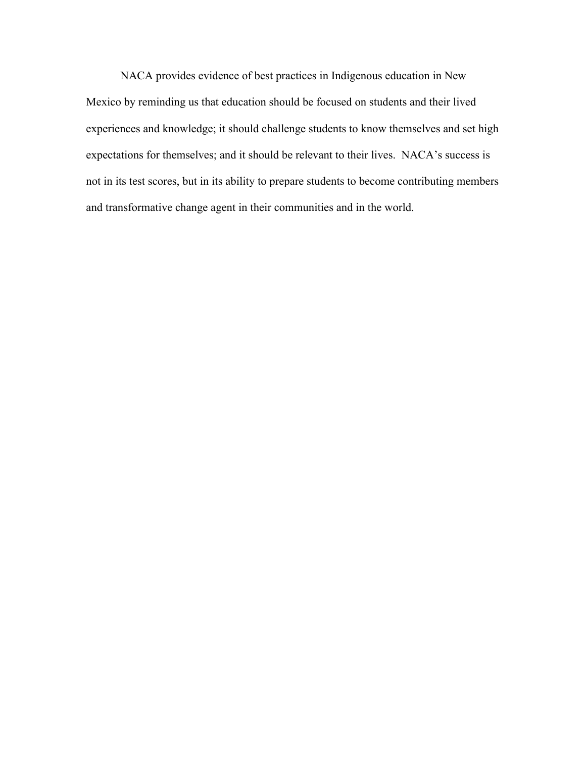NACA provides evidence of best practices in Indigenous education in New Mexico by reminding us that education should be focused on students and their lived experiences and knowledge; it should challenge students to know themselves and set high expectations for themselves; and it should be relevant to their lives. NACA's success is not in its test scores, but in its ability to prepare students to become contributing members and transformative change agent in their communities and in the world.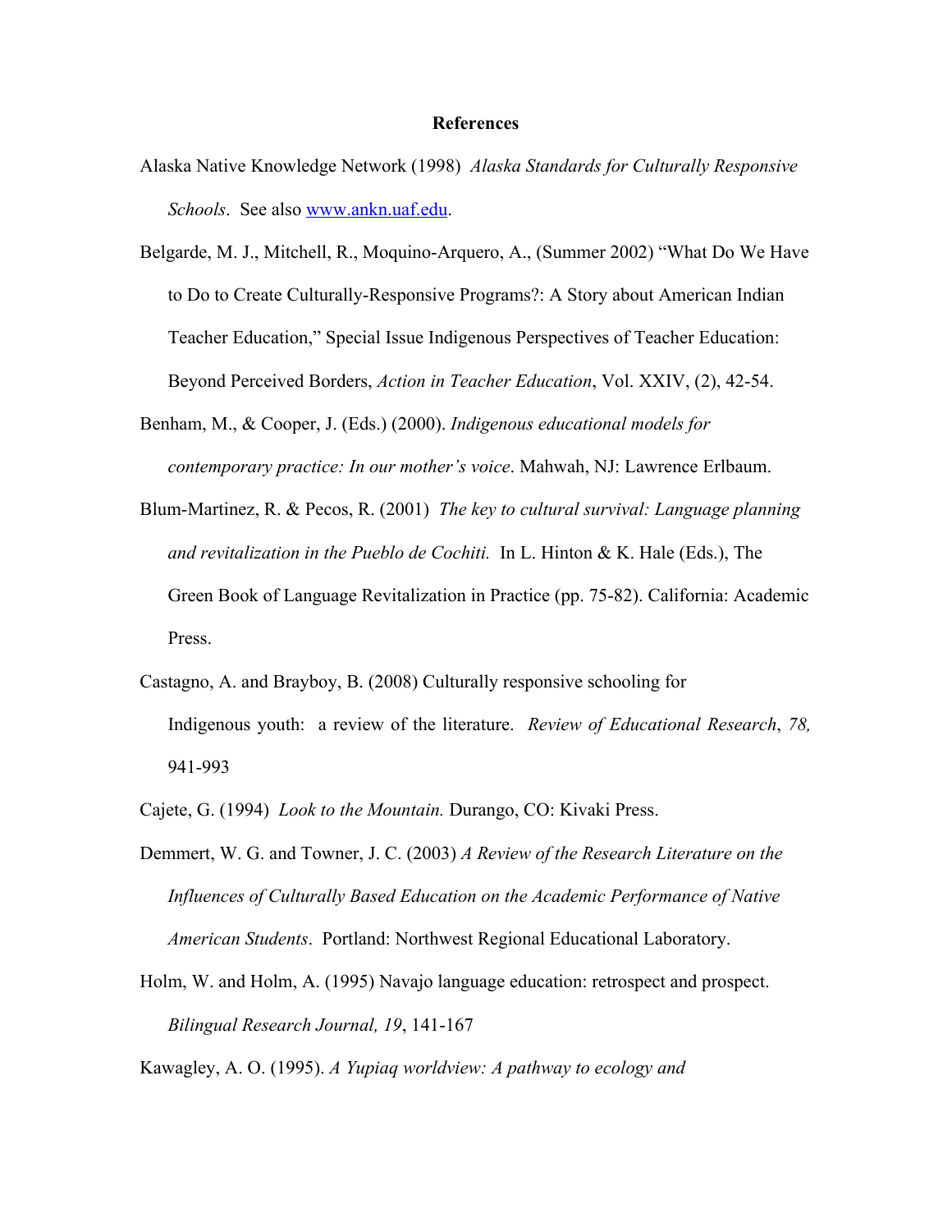## References

Alaska Native Knowledge Network (1998) *Alaska Standards for Culturally Responsive Schools*. See also [www.ankn.uaf.edu](http://www.ankn.uaf.edu).

Belgarde, M. J., Mitchell, R., Moquino-Arquero, A., (Summer 2002) "What Do We Have to Do to Create Culturally-Responsive Programs?: A Story about American Indian Teacher Education," Special Issue Indigenous Perspectives of Teacher Education: Beyond Perceived Borders, *Action in Teacher Education*, Vol. XXIV, (2), 42-54.

Benham, M., & Cooper, J. (Eds.) (2000). *Indigenous educational models for contemporary practice: In our mother's voice*. Mahwah, NJ: Lawrence Erlbaum.

Blum-Martinez, R. & Pecos, R. (2001) *The key to cultural survival: Language planning and revitalization in the Pueblo de Cochiti.* In L. Hinton & K. Hale (Eds.), The Green Book of Language Revitalization in Practice (pp. 75-82). California: Academic Press.

Castagno, A. and Brayboy, B. (2008) Culturally responsive schooling for Indigenous youth: a review of the literature. *Review of Educational Research*, *78,* 941-993

Cajete, G. (1994) *Look to the Mountain.* Durango, CO: Kivaki Press.

Demmert, W. G. and Towner, J. C. (2003) *A Review of the Research Literature on the Influences of Culturally Based Education on the Academic Performance of Native American Students*. Portland: Northwest Regional Educational Laboratory.

Holm, W. and Holm, A. (1995) Navajo language education: retrospect and prospect. *Bilingual Research Journal, 19*, 141-167

Kawagley, A. O. (1995). *A Yupiaq worldview: A pathway to ecology and*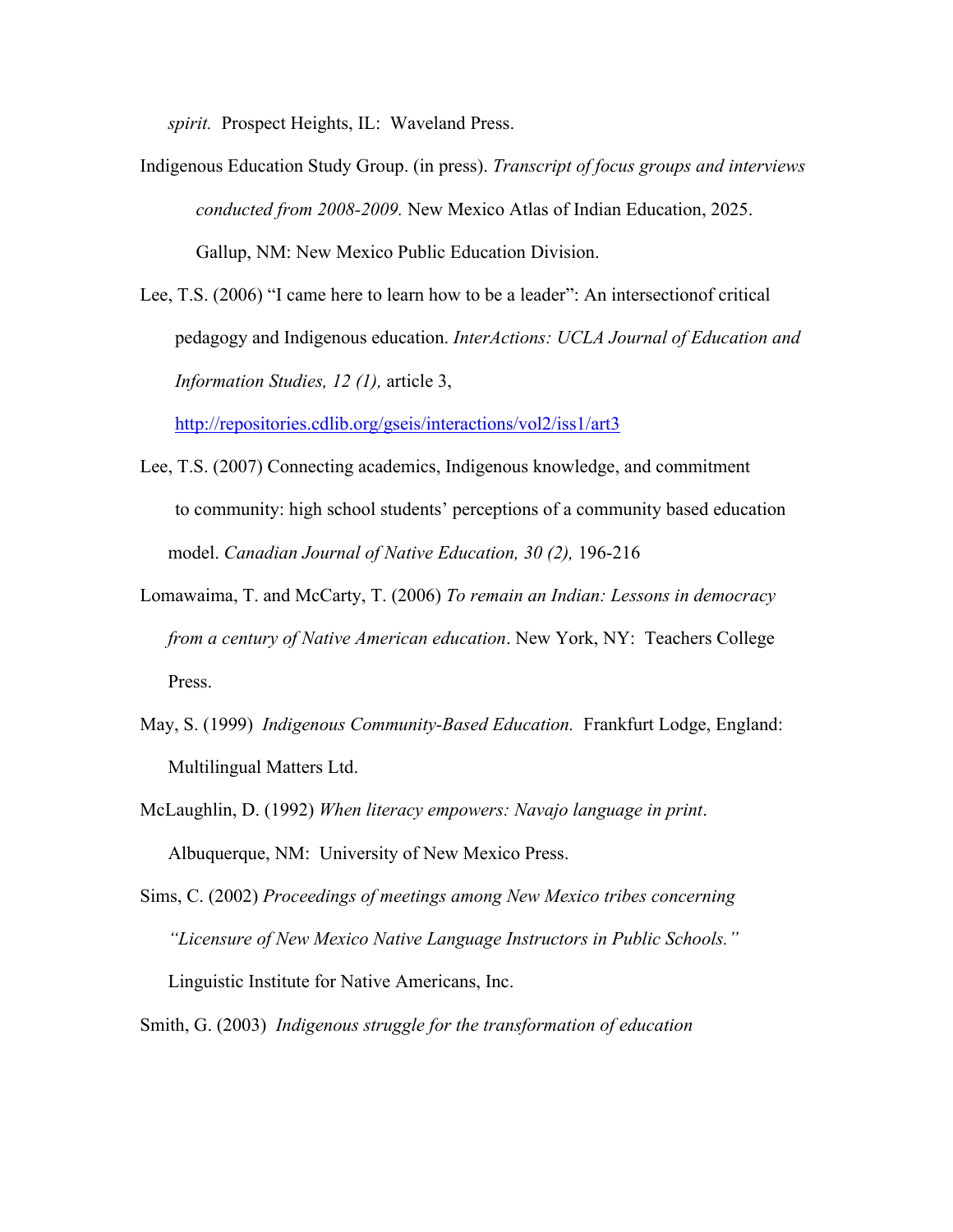*spirit.* Prospect Heights, IL: Waveland Press.

Indigenous Education Study Group. (in press). *Transcript of focus groups and interviews conducted from 2008-2009.* New Mexico Atlas of Indian Education, 2025. Gallup, NM: New Mexico Public Education Division.

Lee, T.S. (2006) "I came here to learn how to be a leader": An intersectionof critical pedagogy and Indigenous education. *InterActions: UCLA Journal of Education and Information Studies, 12 (1),* article 3, http://repositories.cdlib.org/gseis/interactions/vol2/iss1/art3

Lee, T.S. (2007) Connecting academics, Indigenous knowledge, and commitment to community: high school students' perceptions of a community based education model. *Canadian Journal of Native Education, 30 (2),* 196-216

Lomawaima, T. and McCarty, T. (2006) *To remain an Indian: Lessons in democracy from a century of Native American education*. New York, NY: Teachers College Press.

May, S. (1999) *Indigenous Community-Based Education.* Frankfurt Lodge, England: Multilingual Matters Ltd.

McLaughlin, D. (1992) *When literacy empowers: Navajo language in print*. Albuquerque, NM: University of New Mexico Press.

Sims, C. (2002) *Proceedings of meetings among New Mexico tribes concerning "Licensure of New Mexico Native Language Instructors in Public Schools."* Linguistic Institute for Native Americans, Inc.

Smith, G. (2003) *Indigenous struggle for the transformation of education*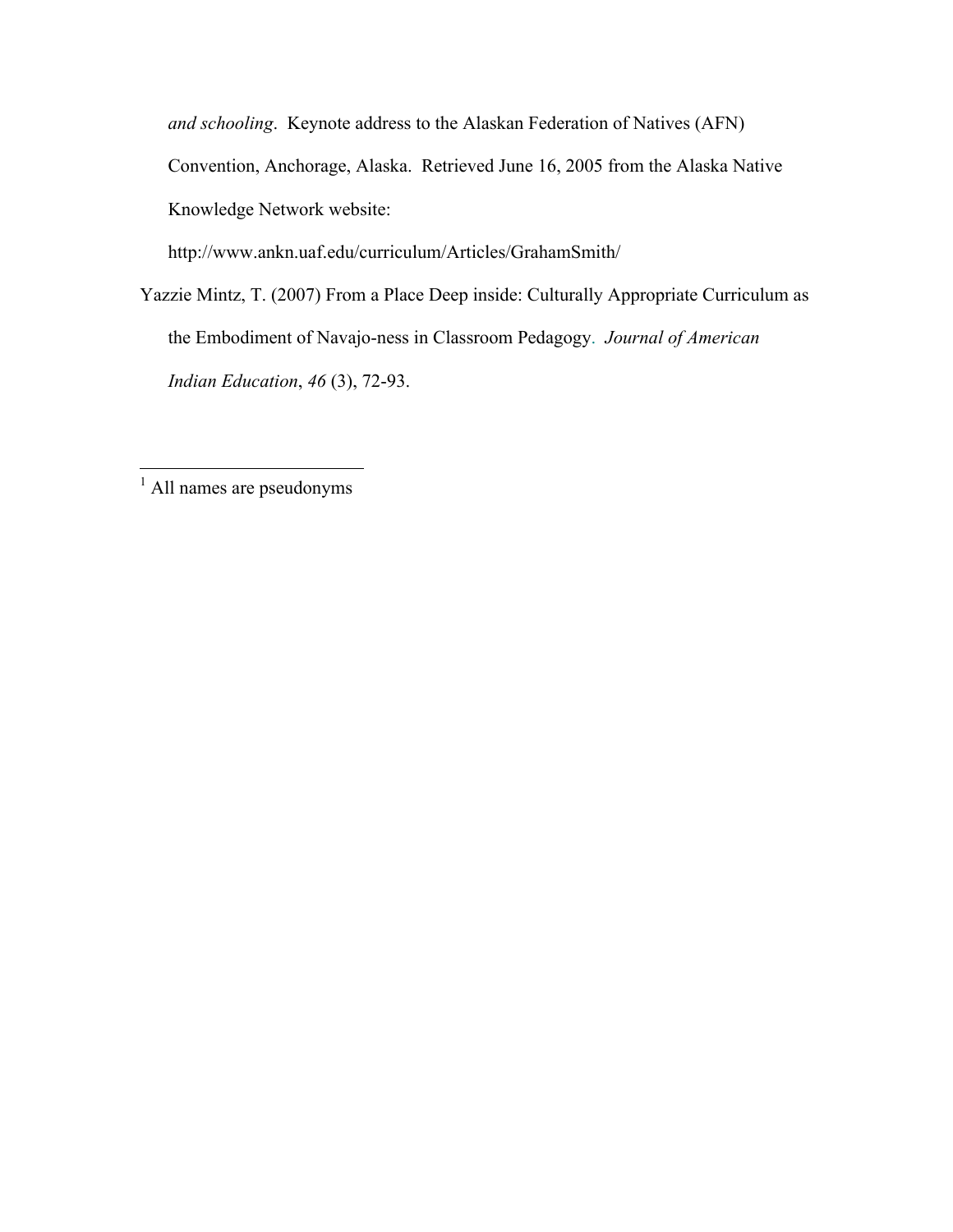*and schooling*. Keynote address to the Alaskan Federation of Natives (AFN) Convention, Anchorage, Alaska. Retrieved June 16, 2005 from the Alaska Native Knowledge Network website: http://www.ankn.uaf.edu/curriculum/Articles/GrahamSmith/

Yazzie Mintz, T. (2007) From a Place Deep inside: Culturally Appropriate Curriculum as the Embodiment of Navajo-ness in Classroom Pedagogy. *Journal of American Indian Education*, *46* (3), 72-93.

---

[1] All names are pseudonyms